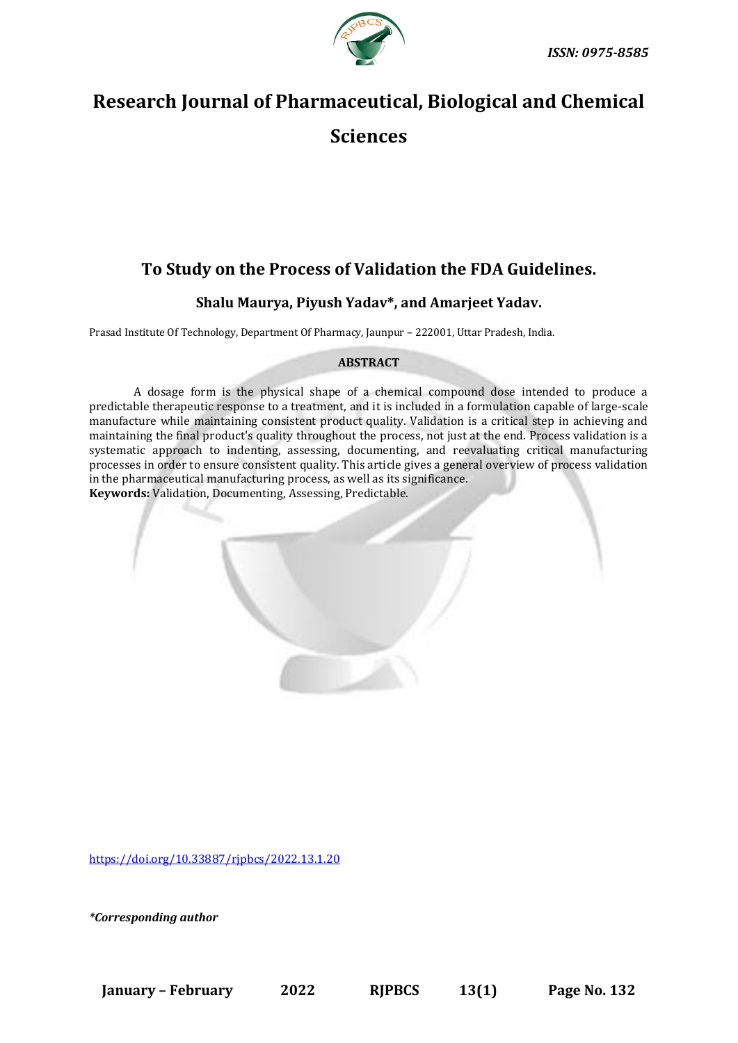ISSN: 0975-8585

# Research Journal of Pharmaceutical, Biological and Chemical Sciences

## To Study on the Process of Validation the FDA Guidelines.

**Shalu Maurya, Piyush Yadav*, and Amarjeet Yadav.**

Prasad Institute Of Technology, Department Of Pharmacy, Jaunpur – 222001, Uttar Pradesh, India.

### ABSTRACT

A dosage form is the physical shape of a chemical compound dose intended to produce a predictable therapeutic response to a treatment, and it is included in a formulation capable of large-scale manufacture while maintaining consistent product quality. Validation is a critical step in achieving and maintaining the final product's quality throughout the process, not just at the end. Process validation is a systematic approach to indenting, assessing, documenting, and reevaluating critical manufacturing processes in order to ensure consistent quality. This article gives a general overview of process validation in the pharmaceutical manufacturing process, as well as its significance.

**Keywords:** Validation, Documenting, Assessing, Predictable.

https://doi.org/10.33887/rjpbcs/2022.13.1.20

**\*Corresponding author**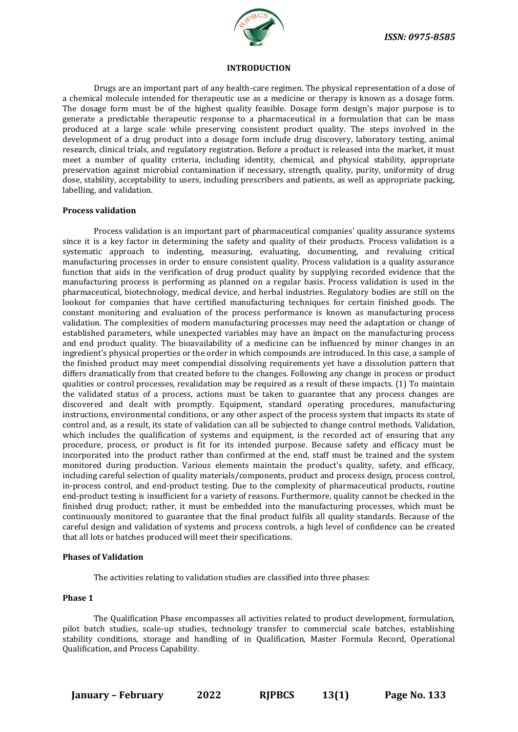## INTRODUCTION

Drugs are an important part of any health-care regimen. The physical representation of a dose of a chemical molecule intended for therapeutic use as a medicine or therapy is known as a dosage form. The dosage form must be of the highest quality feasible. Dosage form design's major purpose is to generate a predictable therapeutic response to a pharmaceutical in a formulation that can be mass produced at a large scale while preserving consistent product quality. The steps involved in the development of a drug product into a dosage form include drug discovery, laboratory testing, animal research, clinical trials, and regulatory registration. Before a product is released into the market, it must meet a number of quality criteria, including identity, chemical, and physical stability, appropriate preservation against microbial contamination if necessary, strength, quality, purity, uniformity of drug dose, stability, acceptability to users, including prescribers and patients, as well as appropriate packing, labelling, and validation.

### Process validation

Process validation is an important part of pharmaceutical companies' quality assurance systems since it is a key factor in determining the safety and quality of their products. Process validation is a systematic approach to indenting, measuring, evaluating, documenting, and revaluing critical manufacturing processes in order to ensure consistent quality. Process validation is a quality assurance function that aids in the verification of drug product quality by supplying recorded evidence that the manufacturing process is performing as planned on a regular basis. Process validation is used in the pharmaceutical, biotechnology, medical device, and herbal industries. Regulatory bodies are still on the lookout for companies that have certified manufacturing techniques for certain finished goods. The constant monitoring and evaluation of the process performance is known as manufacturing process validation. The complexities of modern manufacturing processes may need the adaptation or change of established parameters, while unexpected variables may have an impact on the manufacturing process and end product quality. The bioavailability of a medicine can be influenced by minor changes in an ingredient's physical properties or the order in which compounds are introduced. In this case, a sample of the finished product may meet compendial dissolving requirements yet have a dissolution pattern that differs dramatically from that created before to the changes. Following any change in process or product qualities or control processes, revalidation may be required as a result of these impacts. (1) To maintain the validated status of a process, actions must be taken to guarantee that any process changes are discovered and dealt with promptly. Equipment, standard operating procedures, manufacturing instructions, environmental conditions, or any other aspect of the process system that impacts its state of control and, as a result, its state of validation can all be subjected to change control methods. Validation, which includes the qualification of systems and equipment, is the recorded act of ensuring that any procedure, process, or product is fit for its intended purpose. Because safety and efficacy must be incorporated into the product rather than confirmed at the end, staff must be trained and the system monitored during production. Various elements maintain the product's quality, safety, and efficacy, including careful selection of quality materials/components, product and process design, process control, in-process control, and end-product testing. Due to the complexity of pharmaceutical products, routine end-product testing is insufficient for a variety of reasons. Furthermore, quality cannot be checked in the finished drug product; rather, it must be embedded into the manufacturing processes, which must be continuously monitored to guarantee that the final product fulfils all quality standards. Because of the careful design and validation of systems and process controls, a high level of confidence can be created that all lots or batches produced will meet their specifications.

### Phases of Validation

The activities relating to validation studies are classified into three phases:

#### Phase 1

The Qualification Phase encompasses all activities related to product development, formulation, pilot batch studies, scale-up studies, technology transfer to commercial scale batches, establishing stability conditions, storage and handling of in Qualification, Master Formula Record, Operational Qualification, and Process Capability.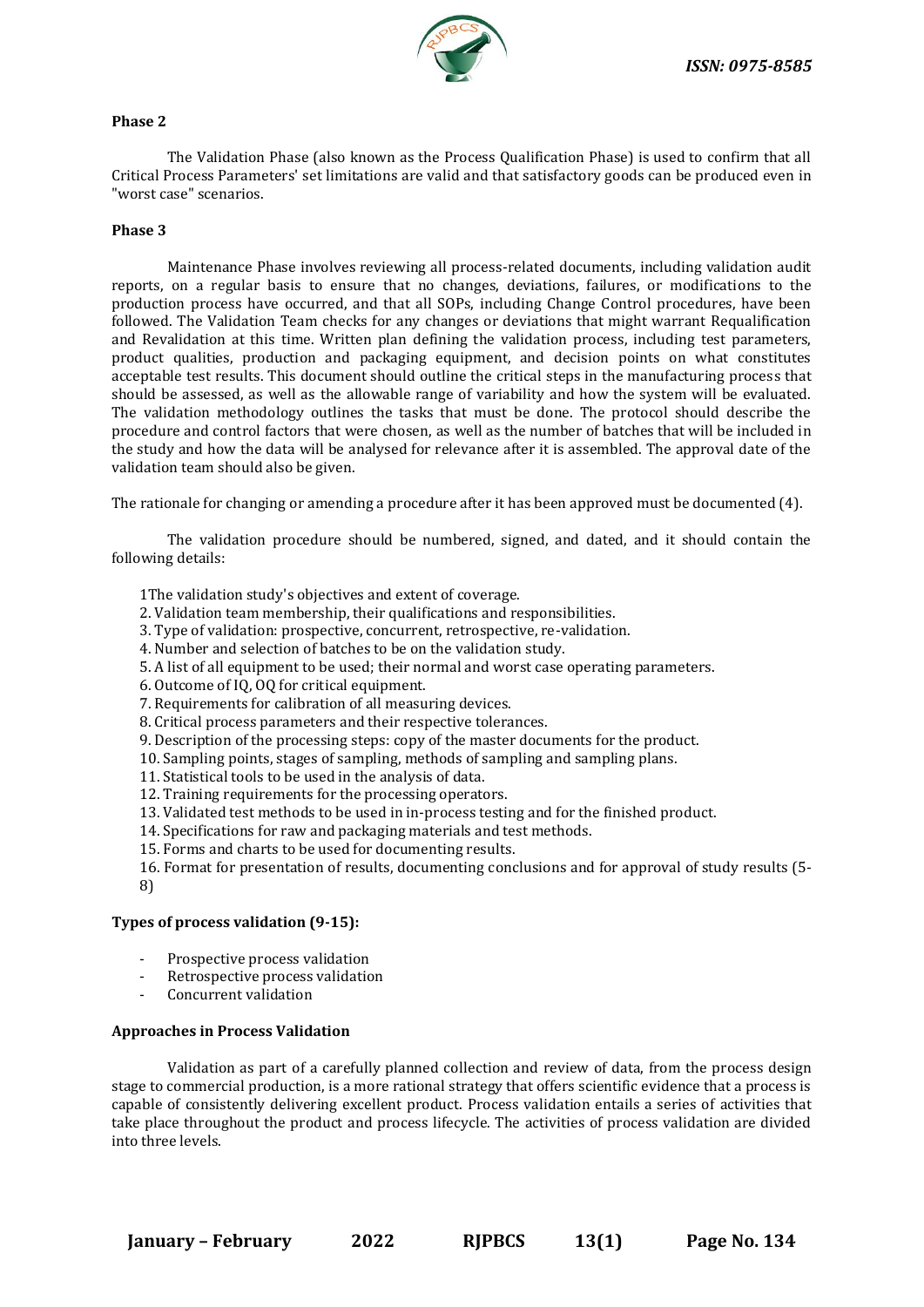**Phase 2**

The Validation Phase (also known as the Process Qualification Phase) is used to confirm that all Critical Process Parameters' set limitations are valid and that satisfactory goods can be produced even in "worst case" scenarios.

**Phase 3**

Maintenance Phase involves reviewing all process-related documents, including validation audit reports, on a regular basis to ensure that no changes, deviations, failures, or modifications to the production process have occurred, and that all SOPs, including Change Control procedures, have been followed. The Validation Team checks for any changes or deviations that might warrant Requalification and Revalidation at this time. Written plan defining the validation process, including test parameters, product qualities, production and packaging equipment, and decision points on what constitutes acceptable test results. This document should outline the critical steps in the manufacturing process that should be assessed, as well as the allowable range of variability and how the system will be evaluated. The validation methodology outlines the tasks that must be done. The protocol should describe the procedure and control factors that were chosen, as well as the number of batches that will be included in the study and how the data will be analysed for relevance after it is assembled. The approval date of the validation team should also be given.

The rationale for changing or amending a procedure after it has been approved must be documented (4).

The validation procedure should be numbered, signed, and dated, and it should contain the following details:

1The validation study's objectives and extent of coverage.
2. Validation team membership, their qualifications and responsibilities.
3. Type of validation: prospective, concurrent, retrospective, re-validation.
4. Number and selection of batches to be on the validation study.
5. A list of all equipment to be used; their normal and worst case operating parameters.
6. Outcome of IQ, OQ for critical equipment.
7. Requirements for calibration of all measuring devices.
8. Critical process parameters and their respective tolerances.
9. Description of the processing steps: copy of the master documents for the product.
10. Sampling points, stages of sampling, methods of sampling and sampling plans.
11. Statistical tools to be used in the analysis of data.
12. Training requirements for the processing operators.
13. Validated test methods to be used in in-process testing and for the finished product.
14. Specifications for raw and packaging materials and test methods.
15. Forms and charts to be used for documenting results.
16. Format for presentation of results, documenting conclusions and for approval of study results (5-8)

**Types of process validation (9-15):**

- Prospective process validation
- Retrospective process validation
- Concurrent validation

**Approaches in Process Validation**

Validation as part of a carefully planned collection and review of data, from the process design stage to commercial production, is a more rational strategy that offers scientific evidence that a process is capable of consistently delivering excellent product. Process validation entails a series of activities that take place throughout the product and process lifecycle. The activities of process validation are divided into three levels.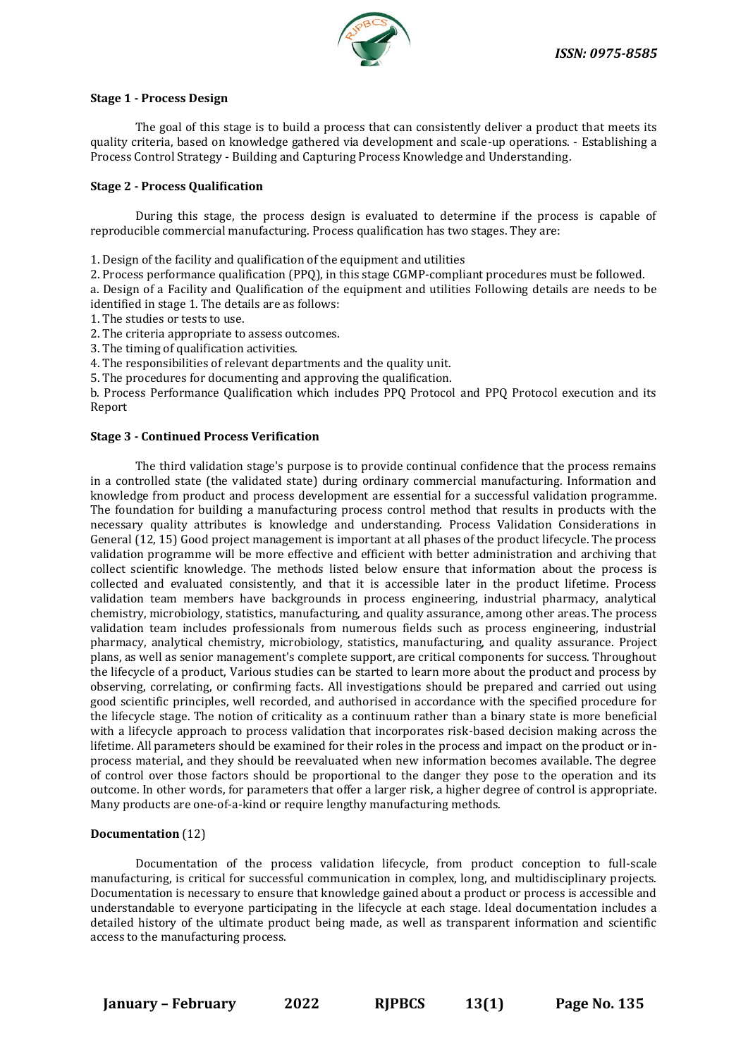**Stage 1 - Process Design**

The goal of this stage is to build a process that can consistently deliver a product that meets its quality criteria, based on knowledge gathered via development and scale-up operations. - Establishing a Process Control Strategy - Building and Capturing Process Knowledge and Understanding.

**Stage 2 - Process Qualification**

During this stage, the process design is evaluated to determine if the process is capable of reproducible commercial manufacturing. Process qualification has two stages. They are:

1. Design of the facility and qualification of the equipment and utilities
2. Process performance qualification (PPQ), in this stage CGMP-compliant procedures must be followed.

a. Design of a Facility and Qualification of the equipment and utilities Following details are needs to be identified in stage 1. The details are as follows:

1. The studies or tests to use.
2. The criteria appropriate to assess outcomes.
3. The timing of qualification activities.
4. The responsibilities of relevant departments and the quality unit.
5. The procedures for documenting and approving the qualification.

b. Process Performance Qualification which includes PPQ Protocol and PPQ Protocol execution and its Report

**Stage 3 - Continued Process Verification**

The third validation stage's purpose is to provide continual confidence that the process remains in a controlled state (the validated state) during ordinary commercial manufacturing. Information and knowledge from product and process development are essential for a successful validation programme. The foundation for building a manufacturing process control method that results in products with the necessary quality attributes is knowledge and understanding. Process Validation Considerations in General (12, 15) Good project management is important at all phases of the product lifecycle. The process validation programme will be more effective and efficient with better administration and archiving that collect scientific knowledge. The methods listed below ensure that information about the process is collected and evaluated consistently, and that it is accessible later in the product lifetime. Process validation team members have backgrounds in process engineering, industrial pharmacy, analytical chemistry, microbiology, statistics, manufacturing, and quality assurance, among other areas. The process validation team includes professionals from numerous fields such as process engineering, industrial pharmacy, analytical chemistry, microbiology, statistics, manufacturing, and quality assurance. Project plans, as well as senior management's complete support, are critical components for success. Throughout the lifecycle of a product, Various studies can be started to learn more about the product and process by observing, correlating, or confirming facts. All investigations should be prepared and carried out using good scientific principles, well recorded, and authorised in accordance with the specified procedure for the lifecycle stage. The notion of criticality as a continuum rather than a binary state is more beneficial with a lifecycle approach to process validation that incorporates risk-based decision making across the lifetime. All parameters should be examined for their roles in the process and impact on the product or in-process material, and they should be reevaluated when new information becomes available. The degree of control over those factors should be proportional to the danger they pose to the operation and its outcome. In other words, for parameters that offer a larger risk, a higher degree of control is appropriate. Many products are one-of-a-kind or require lengthy manufacturing methods.

**Documentation** (12)

Documentation of the process validation lifecycle, from product conception to full-scale manufacturing, is critical for successful communication in complex, long, and multidisciplinary projects. Documentation is necessary to ensure that knowledge gained about a product or process is accessible and understandable to everyone participating in the lifecycle at each stage. Ideal documentation includes a detailed history of the ultimate product being made, as well as transparent information and scientific access to the manufacturing process.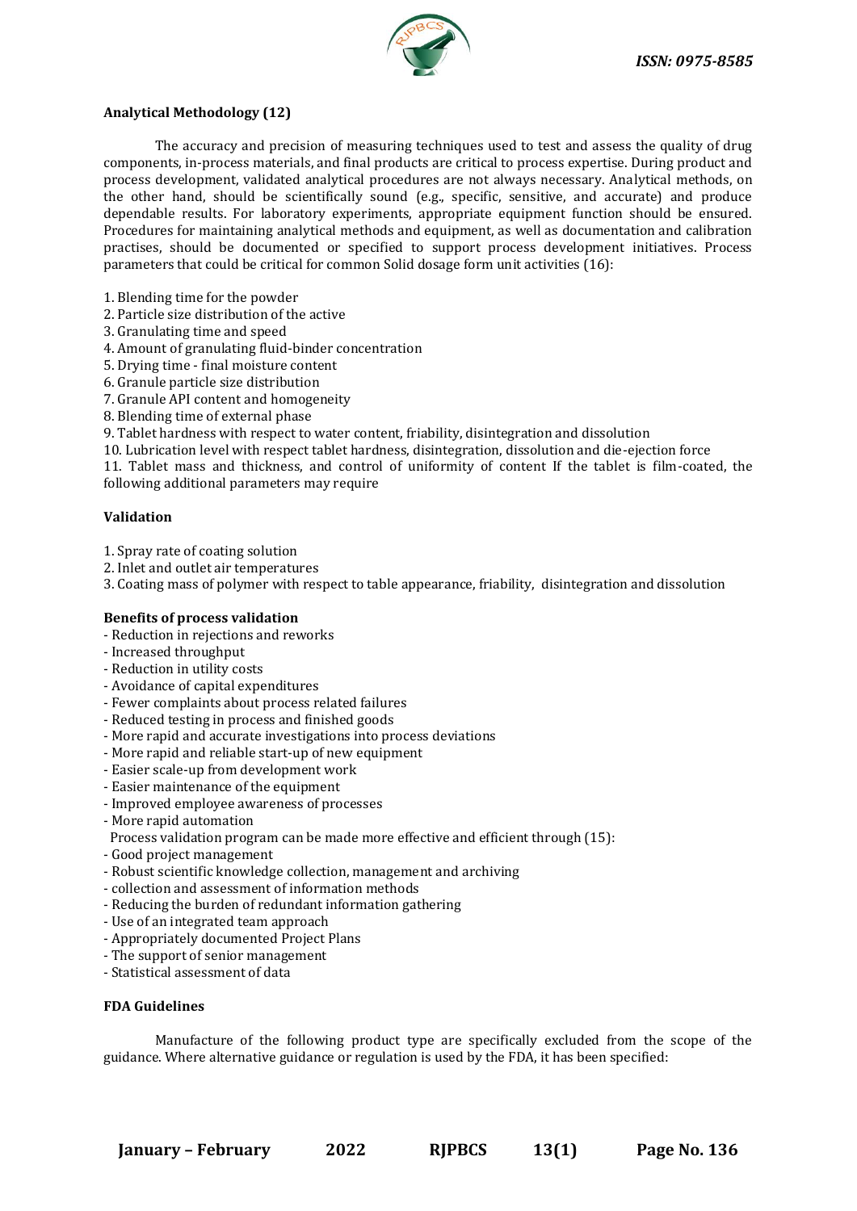**Analytical Methodology (12)**

The accuracy and precision of measuring techniques used to test and assess the quality of drug components, in-process materials, and final products are critical to process expertise. During product and process development, validated analytical procedures are not always necessary. Analytical methods, on the other hand, should be scientifically sound (e.g., specific, sensitive, and accurate) and produce dependable results. For laboratory experiments, appropriate equipment function should be ensured. Procedures for maintaining analytical methods and equipment, as well as documentation and calibration practises, should be documented or specified to support process development initiatives. Process parameters that could be critical for common Solid dosage form unit activities (16):

1. Blending time for the powder
2. Particle size distribution of the active
3. Granulating time and speed
4. Amount of granulating fluid-binder concentration
5. Drying time - final moisture content
6. Granule particle size distribution
7. Granule API content and homogeneity
8. Blending time of external phase
9. Tablet hardness with respect to water content, friability, disintegration and dissolution
10. Lubrication level with respect tablet hardness, disintegration, dissolution and die-ejection force
11. Tablet mass and thickness, and control of uniformity of content If the tablet is film-coated, the following additional parameters may require

**Validation**

1. Spray rate of coating solution
2. Inlet and outlet air temperatures
3. Coating mass of polymer with respect to table appearance, friability, disintegration and dissolution

**Benefits of process validation**

- Reduction in rejections and reworks
- Increased throughput
- Reduction in utility costs
- Avoidance of capital expenditures
- Fewer complaints about process related failures
- Reduced testing in process and finished goods
- More rapid and accurate investigations into process deviations
- More rapid and reliable start-up of new equipment
- Easier scale-up from development work
- Easier maintenance of the equipment
- Improved employee awareness of processes
- More rapid automation

Process validation program can be made more effective and efficient through (15):

- Good project management
- Robust scientific knowledge collection, management and archiving
- collection and assessment of information methods
- Reducing the burden of redundant information gathering
- Use of an integrated team approach
- Appropriately documented Project Plans
- The support of senior management
- Statistical assessment of data

**FDA Guidelines**

Manufacture of the following product type are specifically excluded from the scope of the guidance. Where alternative guidance or regulation is used by the FDA, it has been specified: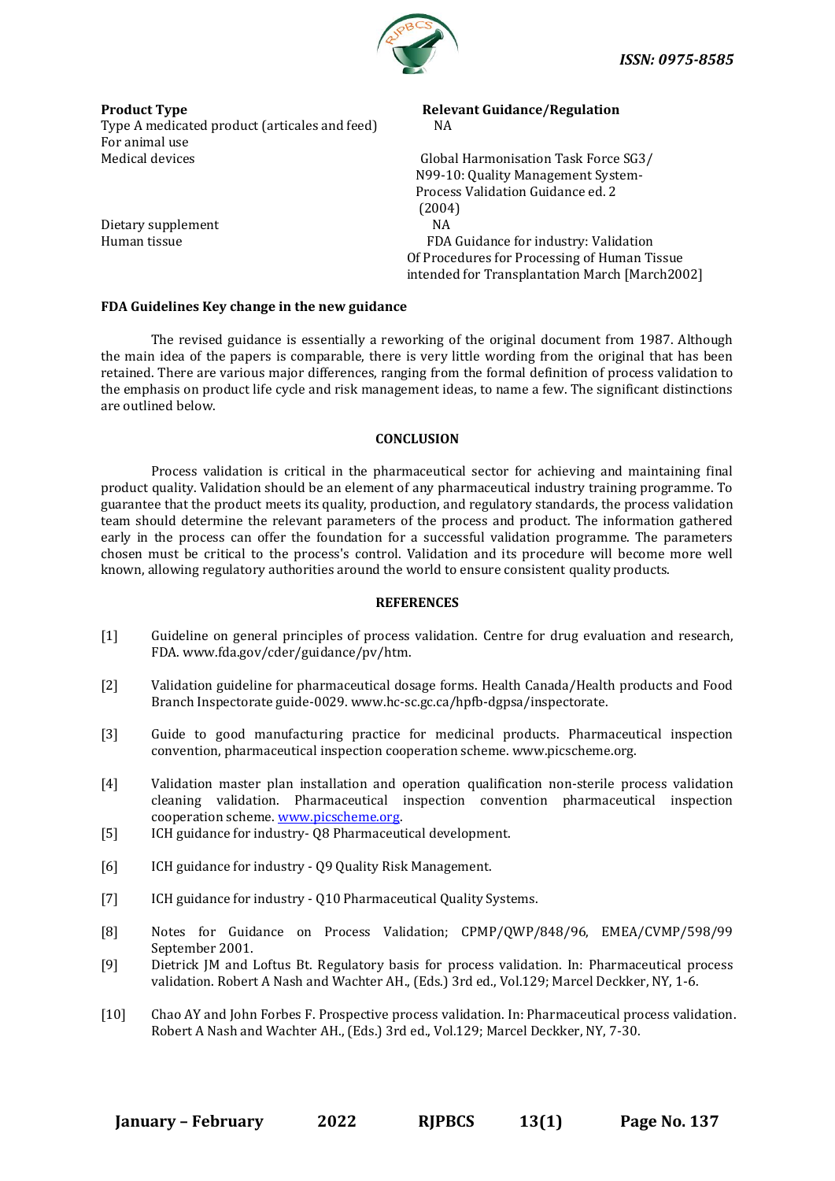| Product Type | Relevant Guidance/Regulation |
|---|---|
| Type A medicated product (articales and feed) For animal use | NA |
| Medical devices | Global Harmonisation Task Force SG3/ N99-10: Quality Management System- Process Validation Guidance ed. 2 (2004) |
| Dietary supplement | NA |
| Human tissue | FDA Guidance for industry: Validation Of Procedures for Processing of Human Tissue intended for Transplantation March [March2002] |

**FDA Guidelines Key change in the new guidance**

The revised guidance is essentially a reworking of the original document from 1987. Although the main idea of the papers is comparable, there is very little wording from the original that has been retained. There are various major differences, ranging from the formal definition of process validation to the emphasis on product life cycle and risk management ideas, to name a few. The significant distinctions are outlined below.

## CONCLUSION

Process validation is critical in the pharmaceutical sector for achieving and maintaining final product quality. Validation should be an element of any pharmaceutical industry training programme. To guarantee that the product meets its quality, production, and regulatory standards, the process validation team should determine the relevant parameters of the process and product. The information gathered early in the process can offer the foundation for a successful validation programme. The parameters chosen must be critical to the process's control. Validation and its procedure will become more well known, allowing regulatory authorities around the world to ensure consistent quality products.

## REFERENCES

[1] Guideline on general principles of process validation. Centre for drug evaluation and research, FDA. www.fda.gov/cder/guidance/pv/htm.

[2] Validation guideline for pharmaceutical dosage forms. Health Canada/Health products and Food Branch Inspectorate guide-0029. www.hc-sc.gc.ca/hpfb-dgpsa/inspectorate.

[3] Guide to good manufacturing practice for medicinal products. Pharmaceutical inspection convention, pharmaceutical inspection cooperation scheme. www.picscheme.org.

[4] Validation master plan installation and operation qualification non-sterile process validation cleaning validation. Pharmaceutical inspection convention pharmaceutical inspection cooperation scheme. www.picscheme.org.

[5] ICH guidance for industry- Q8 Pharmaceutical development.

[6] ICH guidance for industry - Q9 Quality Risk Management.

[7] ICH guidance for industry - Q10 Pharmaceutical Quality Systems.

[8] Notes for Guidance on Process Validation; CPMP/QWP/848/96, EMEA/CVMP/598/99 September 2001.

[9] Dietrick JM and Loftus Bt. Regulatory basis for process validation. In: Pharmaceutical process validation. Robert A Nash and Wachter AH., (Eds.) 3rd ed., Vol.129; Marcel Deckker, NY, 1-6.

[10] Chao AY and John Forbes F. Prospective process validation. In: Pharmaceutical process validation. Robert A Nash and Wachter AH., (Eds.) 3rd ed., Vol.129; Marcel Deckker, NY, 7-30.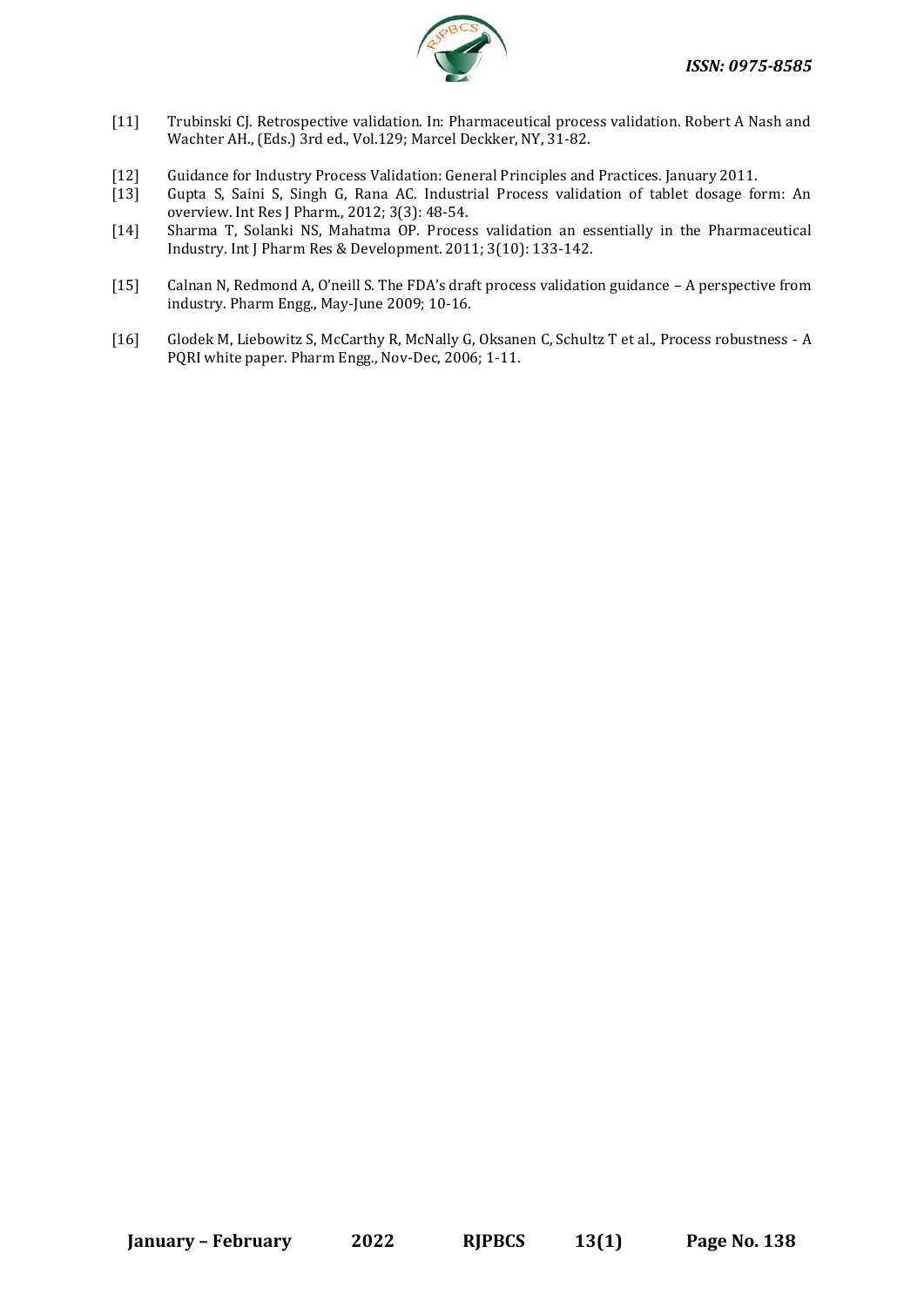[11] Trubinski CJ. Retrospective validation. In: Pharmaceutical process validation. Robert A Nash and Wachter AH., (Eds.) 3rd ed., Vol.129; Marcel Deckker, NY, 31-82.

[12] Guidance for Industry Process Validation: General Principles and Practices. January 2011.

[13] Gupta S, Saini S, Singh G, Rana AC. Industrial Process validation of tablet dosage form: An overview. Int Res J Pharm., 2012; 3(3): 48-54.

[14] Sharma T, Solanki NS, Mahatma OP. Process validation an essentially in the Pharmaceutical Industry. Int J Pharm Res & Development. 2011; 3(10): 133-142.

[15] Calnan N, Redmond A, O'neill S. The FDA's draft process validation guidance – A perspective from industry. Pharm Engg., May-June 2009; 10-16.

[16] Glodek M, Liebowitz S, McCarthy R, McNally G, Oksanen C, Schultz T et al., Process robustness - A PQRI white paper. Pharm Engg., Nov-Dec, 2006; 1-11.